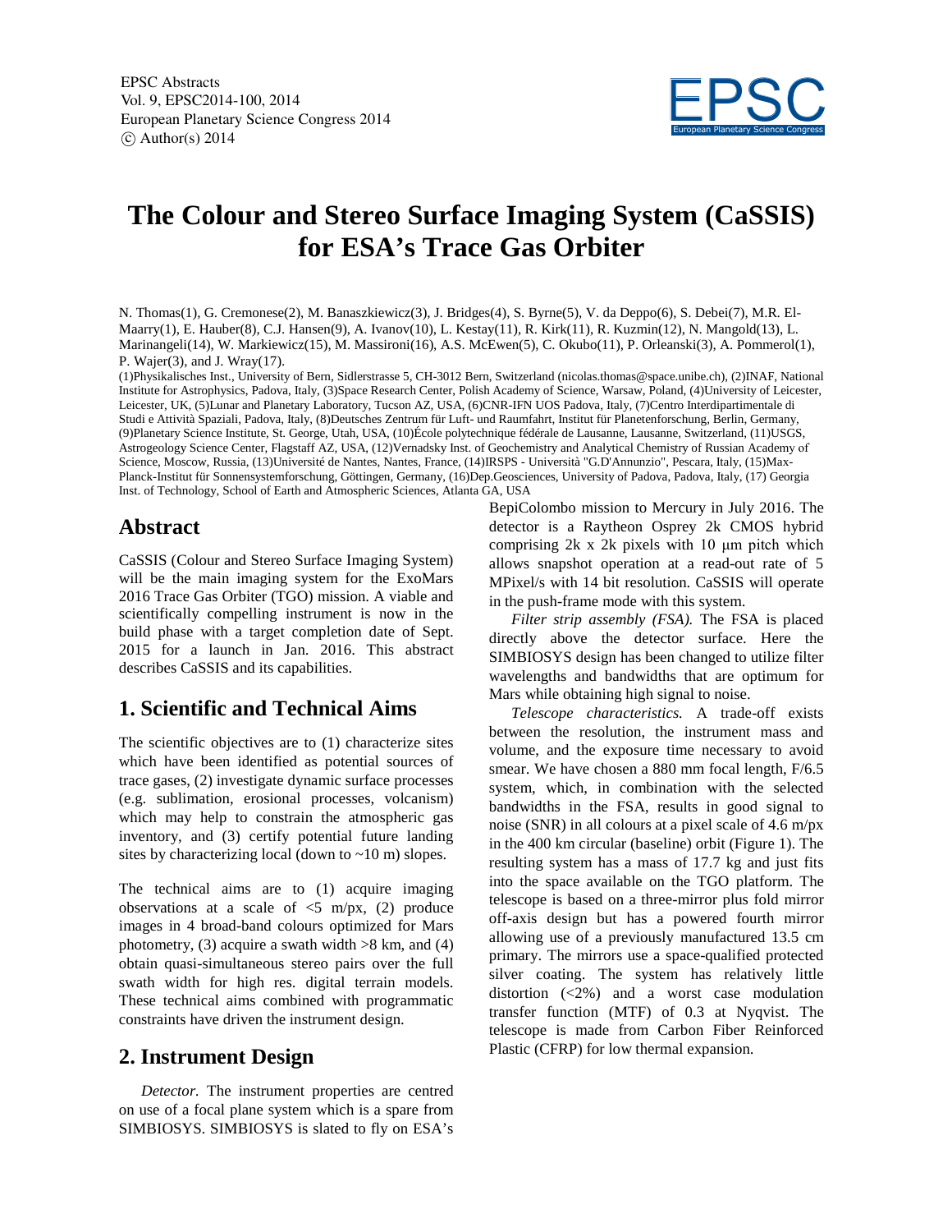# The Colour and Stereo Surface Imaging System (CaSSIS) for ESA's Trace Gas Orbiter

N. Thomas(1), G. Cremonese(2), M. Banaszkiewicz(3), J. Bridges(4), S. Byrne(5), V. da Deppo(6), S. Debei(7), M.R. El-Maarry(1), E. Hauber(8), C.J. Hansen(9), A. Ivanov(10), L. Kestay(11), R. Kirk(11), R. Kuzmin(12), N. Mangold(13), L. Marinangeli(14), W. Markiewicz(15), M. Massironi(16), A.S. McEwen(5), C. Okubo(11), P. Orleanski(3), A. Pommerol(1), P. Wajer(3), and J. Wray(17).

(1)Physikalisches Inst., University of Bern, Sidlerstrasse 5, CH-3012 Bern, Switzerland (nicolas.thomas@space.unibe.ch), (2)INAF, National Institute for Astrophysics, Padova, Italy, (3)Space Research Center, Polish Academy of Science, Warsaw, Poland, (4)University of Leicester, Leicester, UK, (5)Lunar and Planetary Laboratory, Tucson AZ, USA, (6)CNR-IFN UOS Padova, Italy, (7)Centro Interdipartimentale di Studi e Attività Spaziali, Padova, Italy, (8)Deutsches Zentrum für Luft- und Raumfahrt, Institut für Planetenforschung, Berlin, Germany, (9)Planetary Science Institute, St. George, Utah, USA, (10)École polytechnique fédérale de Lausanne, Lausanne, Switzerland, (11)USGS, Astrogeology Science Center, Flagstaff AZ, USA, (12)Vernadsky Inst. of Geochemistry and Analytical Chemistry of Russian Academy of Science, Moscow, Russia, (13)Université de Nantes, Nantes, France, (14)IRSPS - Università "G.D'Annunzio", Pescara, Italy, (15)Max-Planck-Institut für Sonnensystemforschung, Göttingen, Germany, (16)Dep.Geosciences, University of Padova, Padova, Italy, (17) Georgia Inst. of Technology, School of Earth and Atmospheric Sciences, Atlanta GA, USA

## Abstract

CaSSIS (Colour and Stereo Surface Imaging System) will be the main imaging system for the ExoMars 2016 Trace Gas Orbiter (TGO) mission. A viable and scientifically compelling instrument is now in the build phase with a target completion date of Sept. 2015 for a launch in Jan. 2016. This abstract describes CaSSIS and its capabilities.

## 1. Scientific and Technical Aims

The scientific objectives are to (1) characterize sites which have been identified as potential sources of trace gases, (2) investigate dynamic surface processes (e.g. sublimation, erosional processes, volcanism) which may help to constrain the atmospheric gas inventory, and (3) certify potential future landing sites by characterizing local (down to ~10 m) slopes.

The technical aims are to (1) acquire imaging observations at a scale of <5 m/px, (2) produce images in 4 broad-band colours optimized for Mars photometry, (3) acquire a swath width >8 km, and (4) obtain quasi-simultaneous stereo pairs over the full swath width for high res. digital terrain models. These technical aims combined with programmatic constraints have driven the instrument design.

## 2. Instrument Design

*Detector.* The instrument properties are centred on use of a focal plane system which is a spare from SIMBIOSYS. SIMBIOSYS is slated to fly on ESA's BepiColombo mission to Mercury in July 2016. The detector is a Raytheon Osprey 2k CMOS hybrid comprising 2k x 2k pixels with 10 μm pitch which allows snapshot operation at a read-out rate of 5 MPixel/s with 14 bit resolution. CaSSIS will operate in the push-frame mode with this system.

*Filter strip assembly (FSA).* The FSA is placed directly above the detector surface. Here the SIMBIOSYS design has been changed to utilize filter wavelengths and bandwidths that are optimum for Mars while obtaining high signal to noise.

*Telescope characteristics.* A trade-off exists between the resolution, the instrument mass and volume, and the exposure time necessary to avoid smear. We have chosen a 880 mm focal length, F/6.5 system, which, in combination with the selected bandwidths in the FSA, results in good signal to noise (SNR) in all colours at a pixel scale of 4.6 m/px in the 400 km circular (baseline) orbit (Figure 1). The resulting system has a mass of 17.7 kg and just fits into the space available on the TGO platform. The telescope is based on a three-mirror plus fold mirror off-axis design but has a powered fourth mirror allowing use of a previously manufactured 13.5 cm primary. The mirrors use a space-qualified protected silver coating. The system has relatively little distortion (<2%) and a worst case modulation transfer function (MTF) of 0.3 at Nyquist. The telescope is made from Carbon Fiber Reinforced Plastic (CFRP) for low thermal expansion.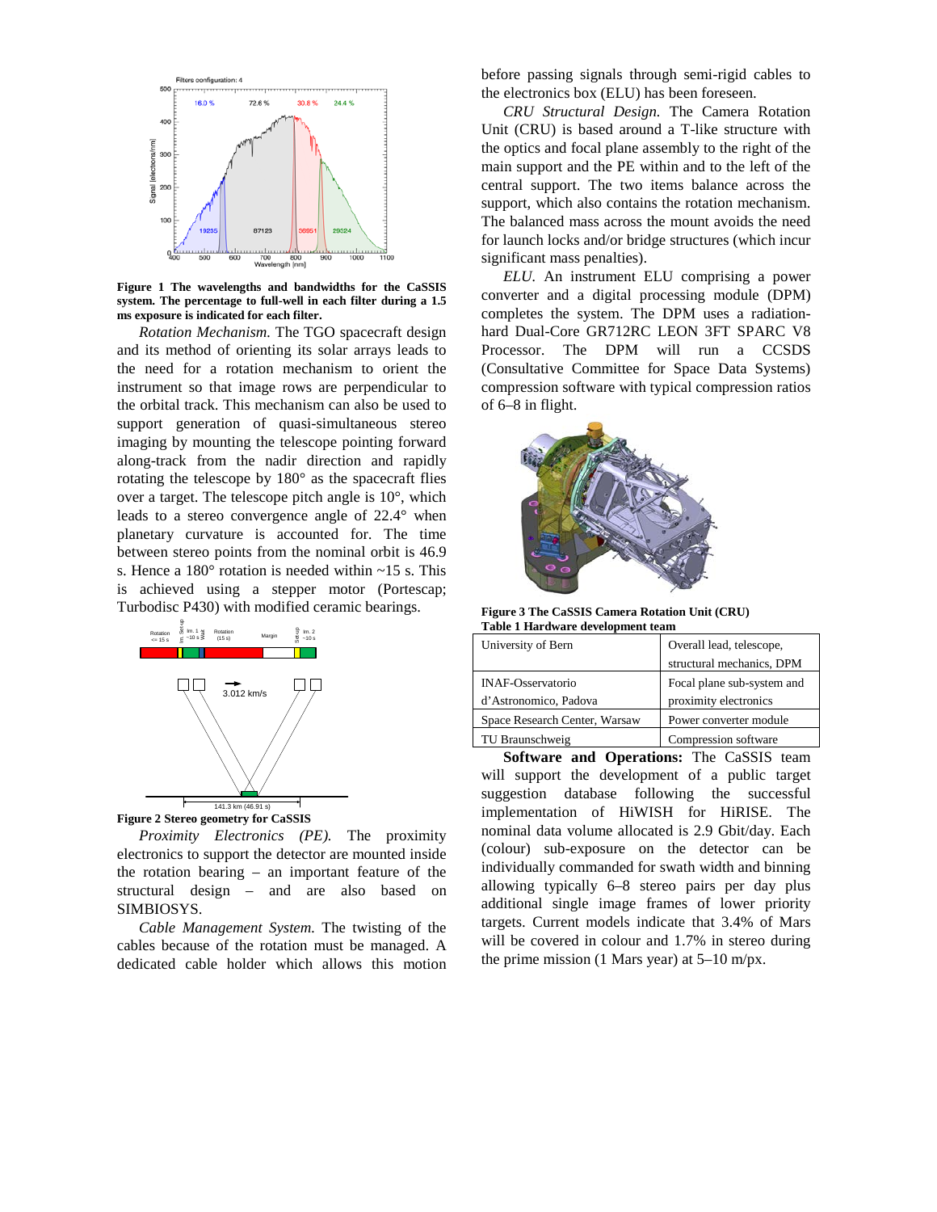Filters configuration: 4

500

400

300

200

100

0

Signal [electrons/nm]

16.0 %

72.6 %

30.8 %

24.4 %

19235

87123

36951

29324

400 500 600 700 800 900 1000 1100

Wavelength [nm]

**Figure 1 The wavelengths and bandwidths for the CaSSIS system. The percentage to full-well in each filter during a 1.5 ms exposure is indicated for each filter.**

*Rotation Mechanism.* The TGO spacecraft design and its method of orienting its solar arrays leads to the need for a rotation mechanism to orient the instrument so that image rows are perpendicular to the orbital track. This mechanism can also be used to support generation of quasi-simultaneous stereo imaging by mounting the telescope pointing forward along-track from the nadir direction and rapidly rotating the telescope by 180° as the spacecraft flies over a target. The telescope pitch angle is 10°, which leads to a stereo convergence angle of 22.4° when planetary curvature is accounted for. The time between stereo points from the nominal orbit is 46.9 s. Hence a 180° rotation is needed within ~15 s. This is achieved using a stepper motor (Portescap; Turbodisc P430) with modified ceramic bearings.

Rotation <= 15 s

Im. Set-up

Im. 1 ~10 s

Wait

Rotation (15 s)

Margin

Set-up

Im. 2 ~10 s

3.012 km/s

141.3 km (46.91 s)

**Figure 2 Stereo geometry for CaSSIS**

*Proximity Electronics (PE).* The proximity electronics to support the detector are mounted inside the rotation bearing – an important feature of the structural design – and are also based on SIMBIOSYS.

*Cable Management System.* The twisting of the cables because of the rotation must be managed. A dedicated cable holder which allows this motion before passing signals through semi-rigid cables to the electronics box (ELU) has been foreseen.

*CRU Structural Design.* The Camera Rotation Unit (CRU) is based around a T-like structure with the optics and focal plane assembly to the right of the main support and the PE within and to the left of the central support. The two items balance across the support, which also contains the rotation mechanism. The balanced mass across the mount avoids the need for launch locks and/or bridge structures (which incur significant mass penalties).

*ELU.* An instrument ELU comprising a power converter and a digital processing module (DPM) completes the system. The DPM uses a radiation-hard Dual-Core GR712RC LEON 3FT SPARC V8 Processor. The DPM will run a CCSDS (Consultative Committee for Space Data Systems) compression software with typical compression ratios of 6–8 in flight.

**Figure 3 The CaSSIS Camera Rotation Unit (CRU)**

**Table 1 Hardware development team**

| | |
|---|---|
| University of Bern | Overall lead, telescope, structural mechanics, DPM |
| INAF-Osservatorio d'Astronomico, Padova | Focal plane sub-system and proximity electronics |
| Space Research Center, Warsaw | Power converter module |
| TU Braunschweig | Compression software |

**Software and Operations:** The CaSSIS team will support the development of a public target suggestion database following the successful implementation of HiWISH for HiRISE. The nominal data volume allocated is 2.9 Gbit/day. Each (colour) sub-exposure on the detector can be individually commanded for swath width and binning allowing typically 6–8 stereo pairs per day plus additional single image frames of lower priority targets. Current models indicate that 3.4% of Mars will be covered in colour and 1.7% in stereo during the prime mission (1 Mars year) at 5–10 m/px.